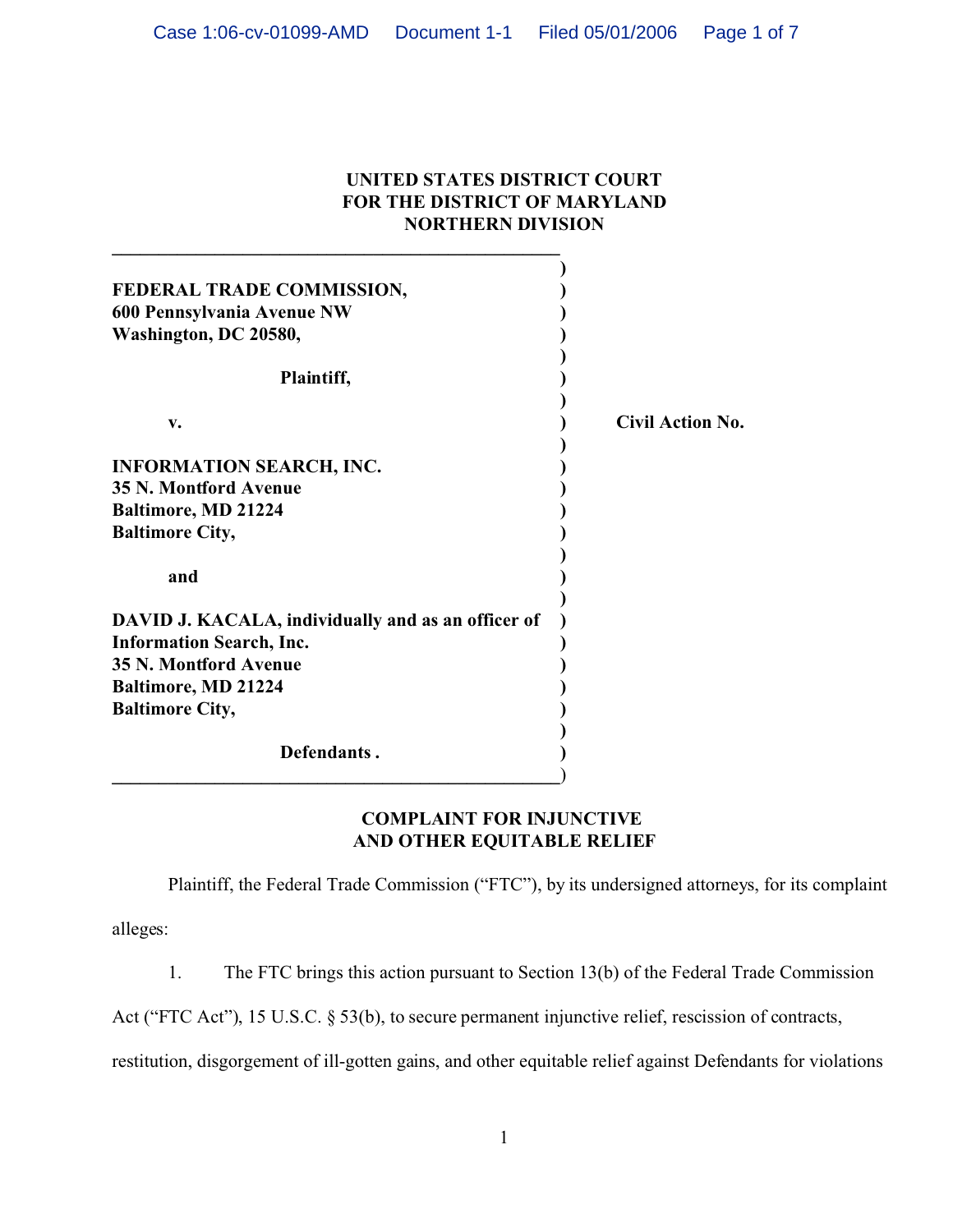**UNITED STATES DISTRICT COURT**
**FOR THE DISTRICT OF MARYLAND**
**NORTHERN DIVISION**

**FEDERAL TRADE COMMISSION,**
**600 Pennsylvania Avenue NW**
**Washington, DC 20580,**

**Plaintiff,**

**v.**

**INFORMATION SEARCH, INC.**
**35 N. Montford Avenue**
**Baltimore, MD 21224**
**Baltimore City,**

**and**

**DAVID J. KACALA, individually and as an officer of Information Search, Inc.**
**35 N. Montford Avenue**
**Baltimore, MD 21224**
**Baltimore City,**

**Defendants.**

**Civil Action No.**

**COMPLAINT FOR INJUNCTIVE AND OTHER EQUITABLE RELIEF**

Plaintiff, the Federal Trade Commission ("FTC"), by its undersigned attorneys, for its complaint alleges:

1. The FTC brings this action pursuant to Section 13(b) of the Federal Trade Commission Act ("FTC Act"), 15 U.S.C. § 53(b), to secure permanent injunctive relief, rescission of contracts, restitution, disgorgement of ill-gotten gains, and other equitable relief against Defendants for violations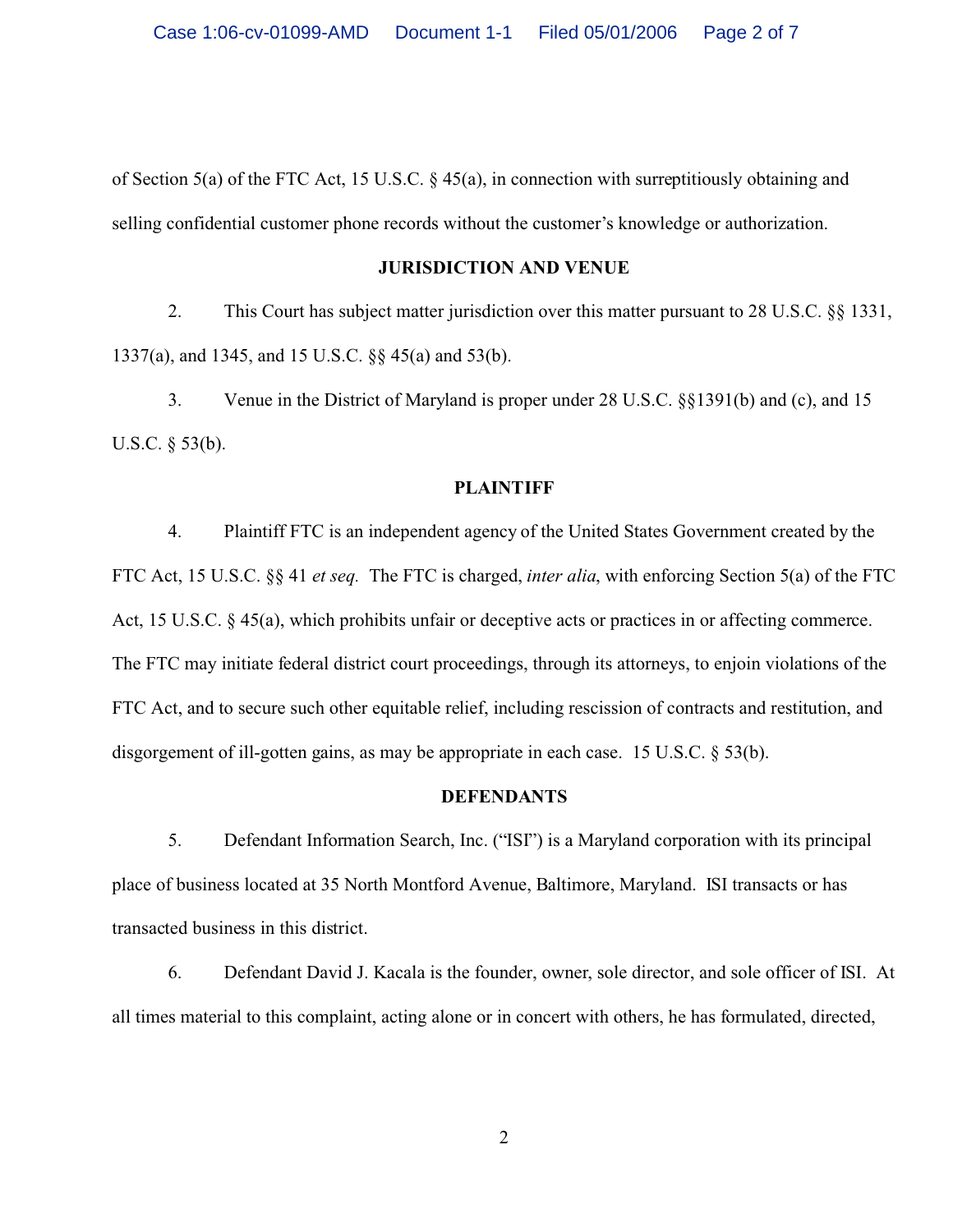of Section 5(a) of the FTC Act, 15 U.S.C. § 45(a), in connection with surreptitiously obtaining and selling confidential customer phone records without the customer's knowledge or authorization.

**JURISDICTION AND VENUE**

2. This Court has subject matter jurisdiction over this matter pursuant to 28 U.S.C. §§ 1331, 1337(a), and 1345, and 15 U.S.C. §§ 45(a) and 53(b).

3. Venue in the District of Maryland is proper under 28 U.S.C. §§1391(b) and (c), and 15 U.S.C. § 53(b).

**PLAINTIFF**

4. Plaintiff FTC is an independent agency of the United States Government created by the FTC Act, 15 U.S.C. §§ 41 *et seq.* The FTC is charged, *inter alia*, with enforcing Section 5(a) of the FTC Act, 15 U.S.C. § 45(a), which prohibits unfair or deceptive acts or practices in or affecting commerce. The FTC may initiate federal district court proceedings, through its attorneys, to enjoin violations of the FTC Act, and to secure such other equitable relief, including rescission of contracts and restitution, and disgorgement of ill-gotten gains, as may be appropriate in each case. 15 U.S.C. § 53(b).

**DEFENDANTS**

5. Defendant Information Search, Inc. ("ISI") is a Maryland corporation with its principal place of business located at 35 North Montford Avenue, Baltimore, Maryland. ISI transacts or has transacted business in this district.

6. Defendant David J. Kacala is the founder, owner, sole director, and sole officer of ISI. At all times material to this complaint, acting alone or in concert with others, he has formulated, directed,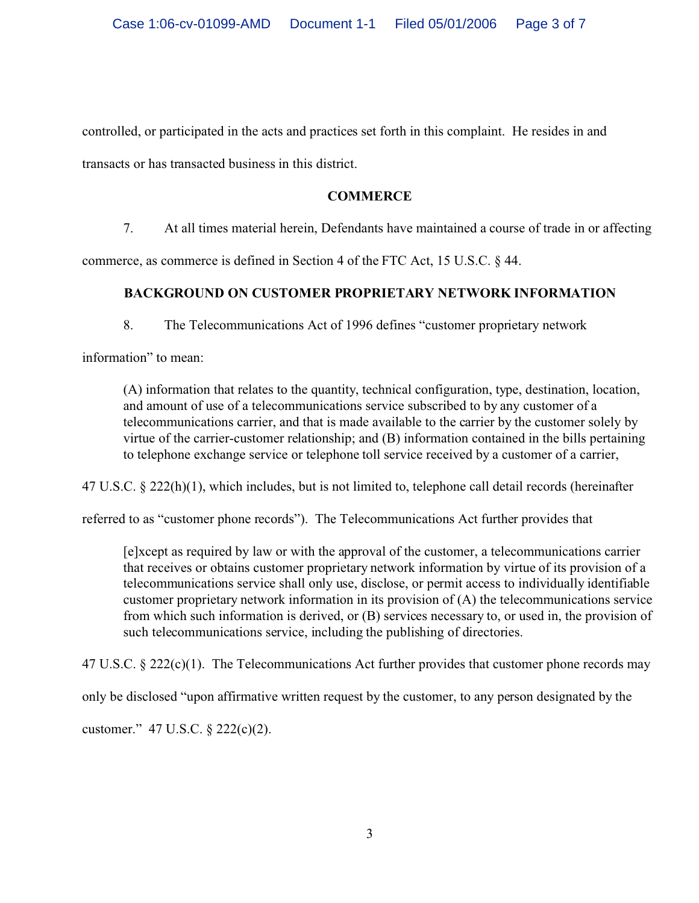controlled, or participated in the acts and practices set forth in this complaint. He resides in and transacts or has transacted business in this district.

## COMMERCE

7. At all times material herein, Defendants have maintained a course of trade in or affecting commerce, as commerce is defined in Section 4 of the FTC Act, 15 U.S.C. § 44.

## BACKGROUND ON CUSTOMER PROPRIETARY NETWORK INFORMATION

8. The Telecommunications Act of 1996 defines "customer proprietary network information" to mean:

> (A) information that relates to the quantity, technical configuration, type, destination, location, and amount of use of a telecommunications service subscribed to by any customer of a telecommunications carrier, and that is made available to the carrier by the customer solely by virtue of the carrier-customer relationship; and (B) information contained in the bills pertaining to telephone exchange service or telephone toll service received by a customer of a carrier,

47 U.S.C. § 222(h)(1), which includes, but is not limited to, telephone call detail records (hereinafter referred to as "customer phone records"). The Telecommunications Act further provides that

> [e]xcept as required by law or with the approval of the customer, a telecommunications carrier that receives or obtains customer proprietary network information by virtue of its provision of a telecommunications service shall only use, disclose, or permit access to individually identifiable customer proprietary network information in its provision of (A) the telecommunications service from which such information is derived, or (B) services necessary to, or used in, the provision of such telecommunications service, including the publishing of directories.

47 U.S.C. § 222(c)(1). The Telecommunications Act further provides that customer phone records may only be disclosed "upon affirmative written request by the customer, to any person designated by the customer." 47 U.S.C. § 222(c)(2).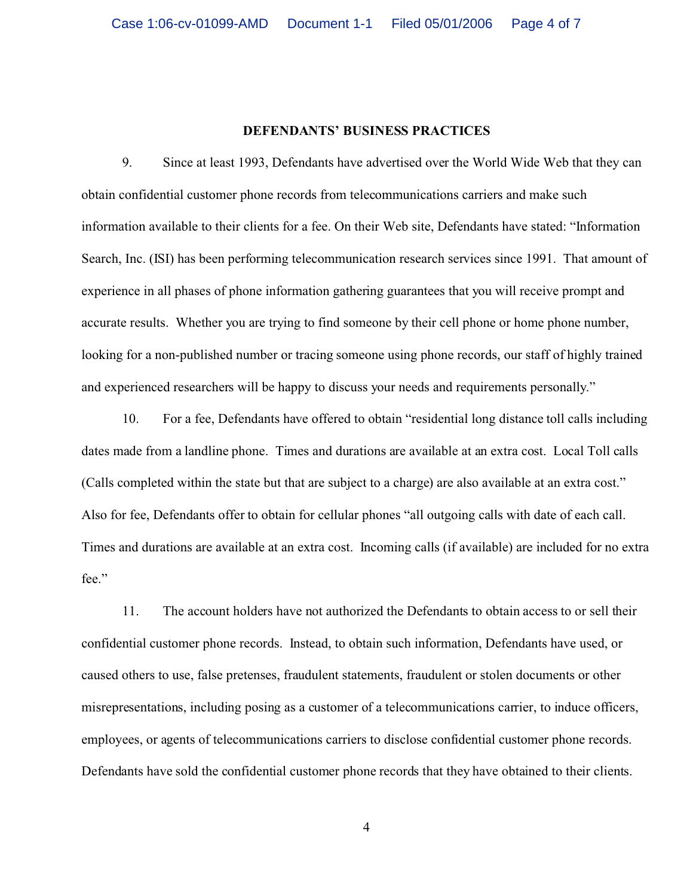## DEFENDANTS' BUSINESS PRACTICES

9. Since at least 1993, Defendants have advertised over the World Wide Web that they can obtain confidential customer phone records from telecommunications carriers and make such information available to their clients for a fee. On their Web site, Defendants have stated: "Information Search, Inc. (ISI) has been performing telecommunication research services since 1991. That amount of experience in all phases of phone information gathering guarantees that you will receive prompt and accurate results. Whether you are trying to find someone by their cell phone or home phone number, looking for a non-published number or tracing someone using phone records, our staff of highly trained and experienced researchers will be happy to discuss your needs and requirements personally."

10. For a fee, Defendants have offered to obtain "residential long distance toll calls including dates made from a landline phone. Times and durations are available at an extra cost. Local Toll calls (Calls completed within the state but that are subject to a charge) are also available at an extra cost." Also for fee, Defendants offer to obtain for cellular phones "all outgoing calls with date of each call. Times and durations are available at an extra cost. Incoming calls (if available) are included for no extra fee."

11. The account holders have not authorized the Defendants to obtain access to or sell their confidential customer phone records. Instead, to obtain such information, Defendants have used, or caused others to use, false pretenses, fraudulent statements, fraudulent or stolen documents or other misrepresentations, including posing as a customer of a telecommunications carrier, to induce officers, employees, or agents of telecommunications carriers to disclose confidential customer phone records. Defendants have sold the confidential customer phone records that they have obtained to their clients.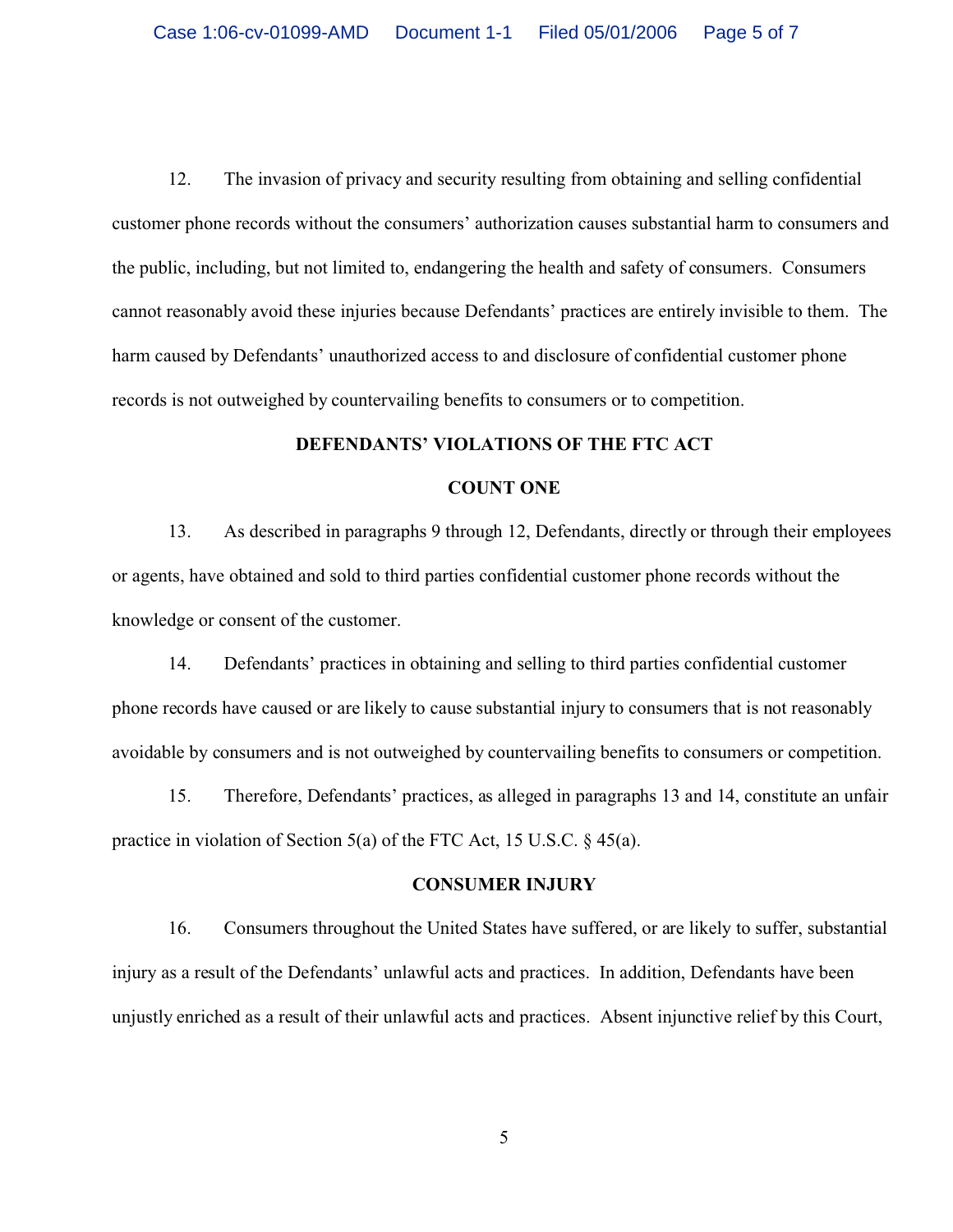12. The invasion of privacy and security resulting from obtaining and selling confidential customer phone records without the consumers' authorization causes substantial harm to consumers and the public, including, but not limited to, endangering the health and safety of consumers. Consumers cannot reasonably avoid these injuries because Defendants' practices are entirely invisible to them. The harm caused by Defendants' unauthorized access to and disclosure of confidential customer phone records is not outweighed by countervailing benefits to consumers or to competition.

**DEFENDANTS' VIOLATIONS OF THE FTC ACT**

**COUNT ONE**

13. As described in paragraphs 9 through 12, Defendants, directly or through their employees or agents, have obtained and sold to third parties confidential customer phone records without the knowledge or consent of the customer.

14. Defendants' practices in obtaining and selling to third parties confidential customer phone records have caused or are likely to cause substantial injury to consumers that is not reasonably avoidable by consumers and is not outweighed by countervailing benefits to consumers or competition.

15. Therefore, Defendants' practices, as alleged in paragraphs 13 and 14, constitute an unfair practice in violation of Section 5(a) of the FTC Act, 15 U.S.C. § 45(a).

**CONSUMER INJURY**

16. Consumers throughout the United States have suffered, or are likely to suffer, substantial injury as a result of the Defendants' unlawful acts and practices. In addition, Defendants have been unjustly enriched as a result of their unlawful acts and practices. Absent injunctive relief by this Court,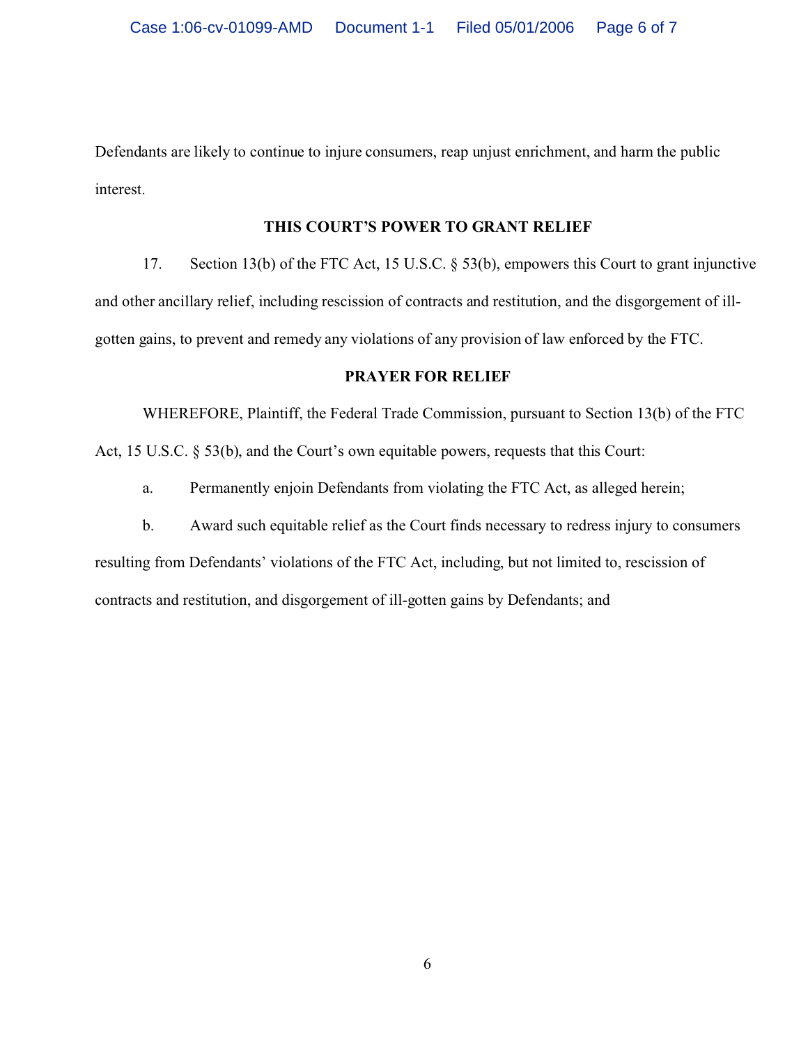Defendants are likely to continue to injure consumers, reap unjust enrichment, and harm the public interest.

## THIS COURT'S POWER TO GRANT RELIEF

17. Section 13(b) of the FTC Act, 15 U.S.C. § 53(b), empowers this Court to grant injunctive and other ancillary relief, including rescission of contracts and restitution, and the disgorgement of ill-gotten gains, to prevent and remedy any violations of any provision of law enforced by the FTC.

## PRAYER FOR RELIEF

WHEREFORE, Plaintiff, the Federal Trade Commission, pursuant to Section 13(b) of the FTC Act, 15 U.S.C. § 53(b), and the Court's own equitable powers, requests that this Court:

a. Permanently enjoin Defendants from violating the FTC Act, as alleged herein;

b. Award such equitable relief as the Court finds necessary to redress injury to consumers resulting from Defendants' violations of the FTC Act, including, but not limited to, rescission of contracts and restitution, and disgorgement of ill-gotten gains by Defendants; and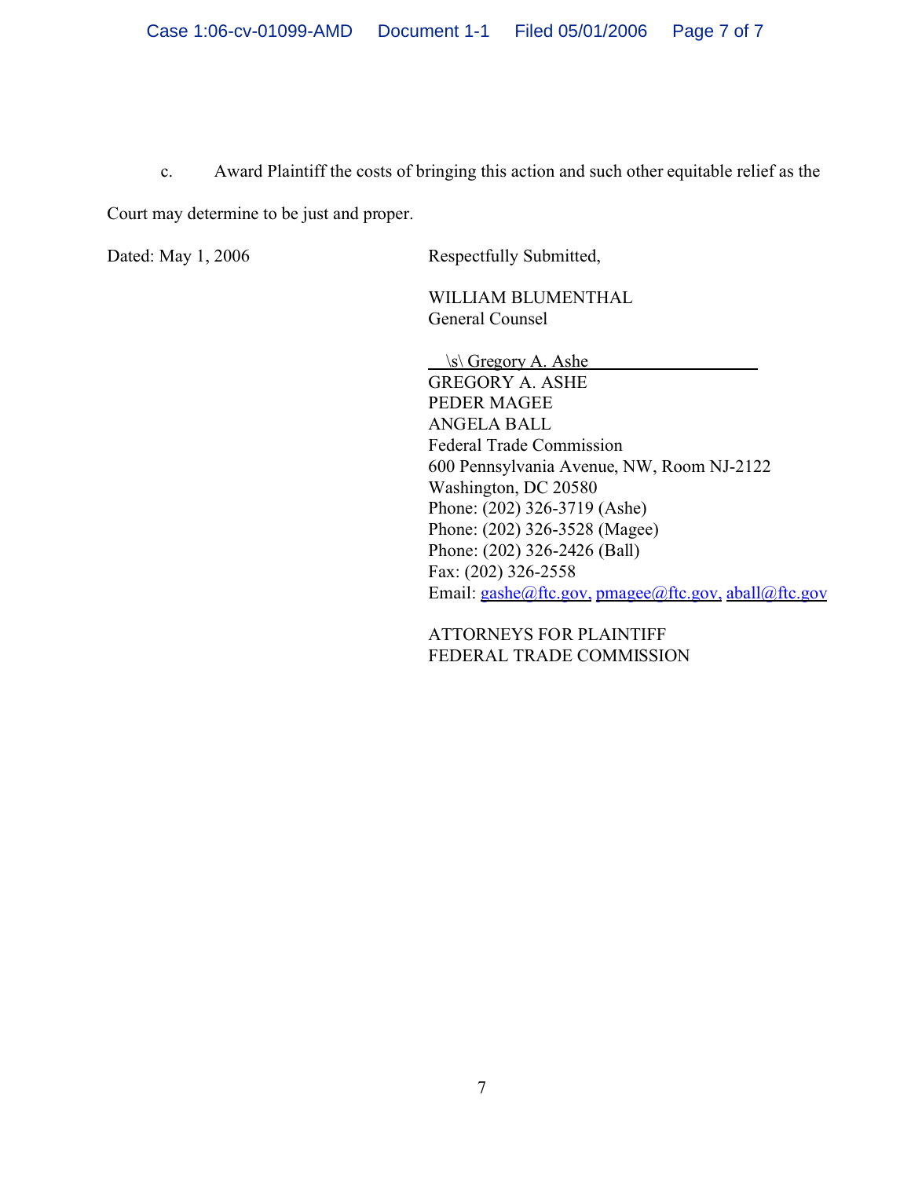c. Award Plaintiff the costs of bringing this action and such other equitable relief as the Court may determine to be just and proper.

Dated: May 1, 2006

Respectfully Submitted,

WILLIAM BLUMENTHAL
General Counsel

\s\ Gregory A. Ashe
GREGORY A. ASHE
PEDER MAGEE
ANGELA BALL
Federal Trade Commission
600 Pennsylvania Avenue, NW, Room NJ-2122
Washington, DC 20580
Phone: (202) 326-3719 (Ashe)
Phone: (202) 326-3528 (Magee)
Phone: (202) 326-2426 (Ball)
Fax: (202) 326-2558
Email: gashe@ftc.gov, pmagee@ftc.gov, aball@ftc.gov

ATTORNEYS FOR PLAINTIFF
FEDERAL TRADE COMMISSION